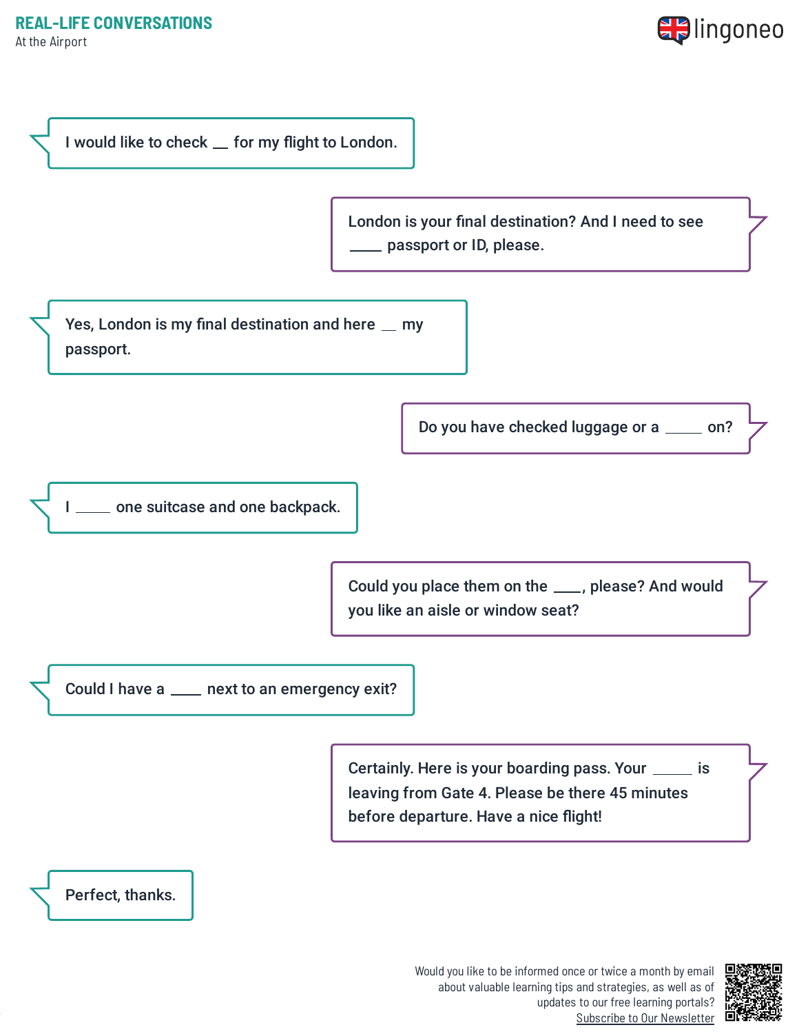## REAL-LIFE CONVERSATIONS

At the Airport

I would like to check __ for my flight to London.

London is your final destination? And I need to see ____ passport or ID, please.

Yes, London is my final destination and here __ my passport.

Do you have checked luggage or a _____ on?

I _____ one suitcase and one backpack.

Could you place them on the ____, please? And would you like an aisle or window seat?

Could I have a ____ next to an emergency exit?

Certainly. Here is your boarding pass. Your _____ is leaving from Gate 4. Please be there 45 minutes before departure. Have a nice flight!

Perfect, thanks.

Would you like to be informed once or twice a month by email about valuable learning tips and strategies, as well as of updates to our free learning portals? Subscribe to Our Newsletter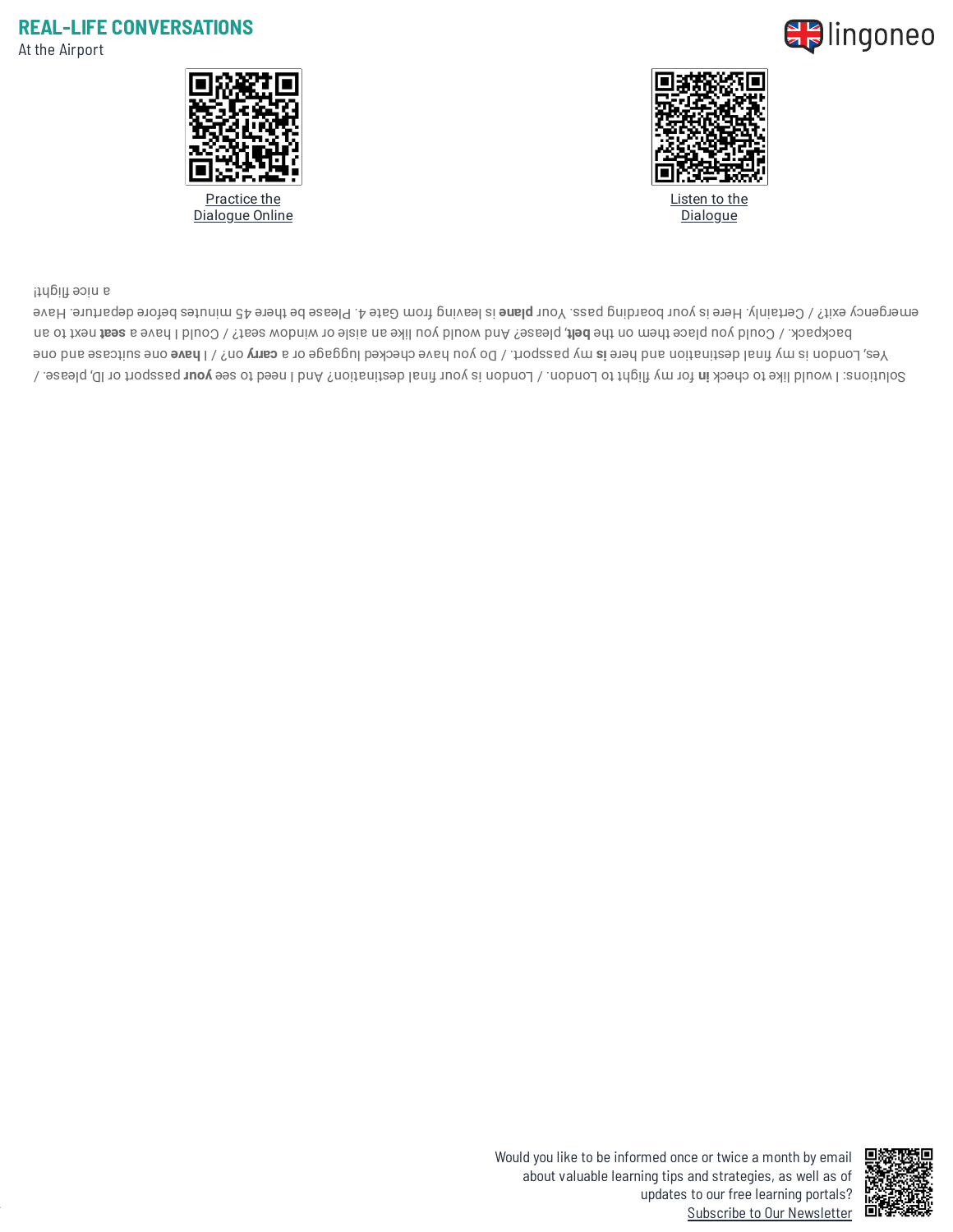Practice the Dialogue Online

Listen to the Dialogue

Solutions: I would like to check **in** for my flight to London. / London is your final destination? And I need to see **your** passport or ID, please. / Yes, London is my final destination and here **is** my passport. / Do you have checked luggage or a **carry** on? / I **have** one suitcase and one backpack. / Could you place them on the **belt**, please? And would you like an aisle or window seat? / Could I have a **seat** next to an emergency exit? / Certainly. Here is your boarding pass. Your **plane** is leaving from Gate 4. Please be there 45 minutes before departure. Have a nice flight!

Would you like to be informed once or twice a month by email about valuable learning tips and strategies, as well as of updates to our free learning portals?
Subscribe to Our Newsletter